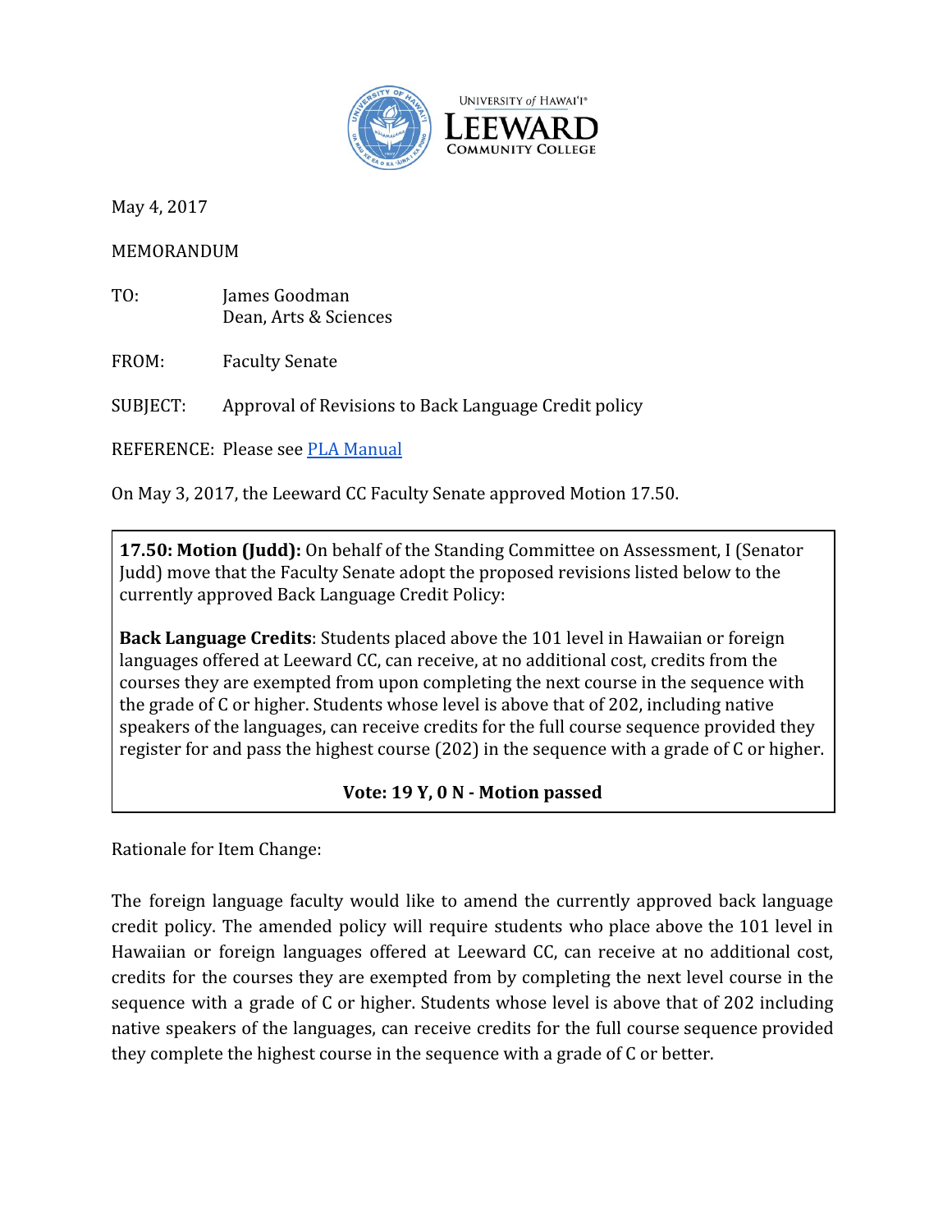University of Hawaiʻi LEEWARD COMMUNITY COLLEGE

May 4, 2017

MEMORANDUM

TO: James Goodman
Dean, Arts & Sciences

FROM: Faculty Senate

SUBJECT: Approval of Revisions to Back Language Credit policy

REFERENCE: Please see [PLA Manual]

On May 3, 2017, the Leeward CC Faculty Senate approved Motion 17.50.

**17.50: Motion (Judd):** On behalf of the Standing Committee on Assessment, I (Senator Judd) move that the Faculty Senate adopt the proposed revisions listed below to the currently approved Back Language Credit Policy:

**Back Language Credits**: Students placed above the 101 level in Hawaiian or foreign languages offered at Leeward CC, can receive, at no additional cost, credits from the courses they are exempted from upon completing the next course in the sequence with the grade of C or higher. Students whose level is above that of 202, including native speakers of the languages, can receive credits for the full course sequence provided they register for and pass the highest course (202) in the sequence with a grade of C or higher.

**Vote: 19 Y, 0 N - Motion passed**

Rationale for Item Change:

The foreign language faculty would like to amend the currently approved back language credit policy. The amended policy will require students who place above the 101 level in Hawaiian or foreign languages offered at Leeward CC, can receive at no additional cost, credits for the courses they are exempted from by completing the next level course in the sequence with a grade of C or higher. Students whose level is above that of 202 including native speakers of the languages, can receive credits for the full course sequence provided they complete the highest course in the sequence with a grade of C or better.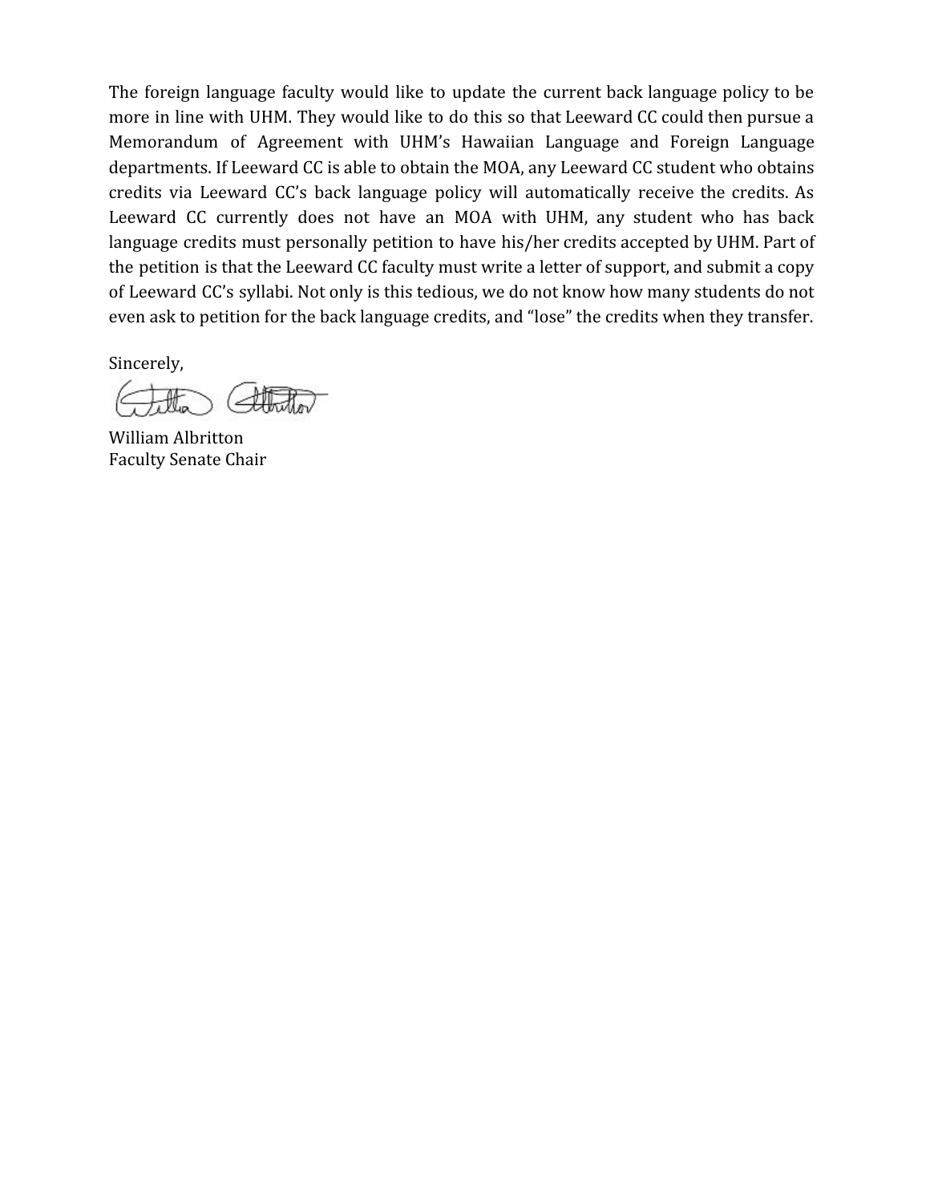The foreign language faculty would like to update the current back language policy to be more in line with UHM. They would like to do this so that Leeward CC could then pursue a Memorandum of Agreement with UHM's Hawaiian Language and Foreign Language departments. If Leeward CC is able to obtain the MOA, any Leeward CC student who obtains credits via Leeward CC's back language policy will automatically receive the credits. As Leeward CC currently does not have an MOA with UHM, any student who has back language credits must personally petition to have his/her credits accepted by UHM. Part of the petition is that the Leeward CC faculty must write a letter of support, and submit a copy of Leeward CC's syllabi. Not only is this tedious, we do not know how many students do not even ask to petition for the back language credits, and "lose" the credits when they transfer.

Sincerely,

William Albritton
Faculty Senate Chair